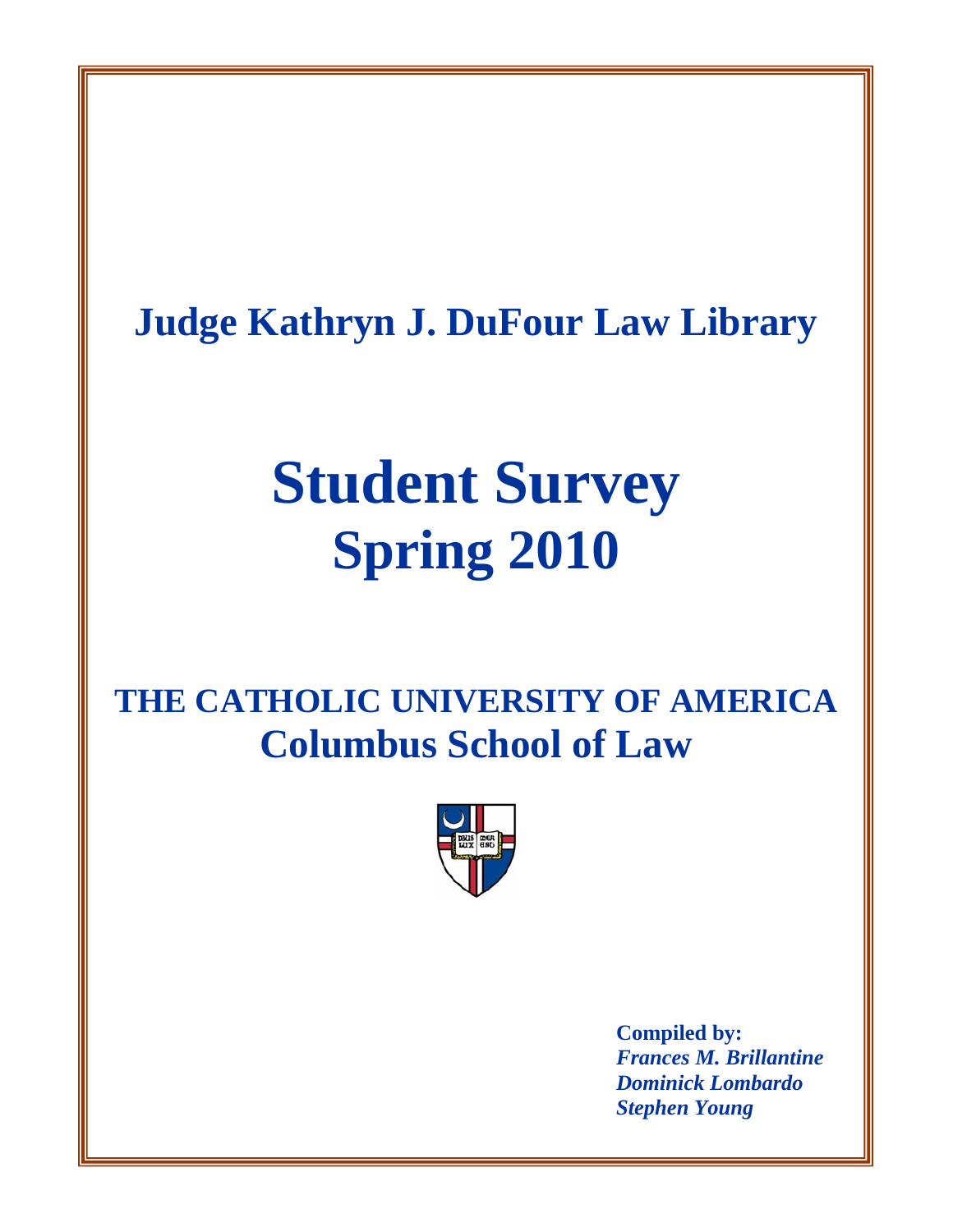# Judge Kathryn J. DuFour Law Library

# Student Survey
# Spring 2010

## THE CATHOLIC UNIVERSITY OF AMERICA
## Columbus School of Law

**Compiled by:**
***Frances M. Brillantine***
***Dominick Lombardo***
***Stephen Young***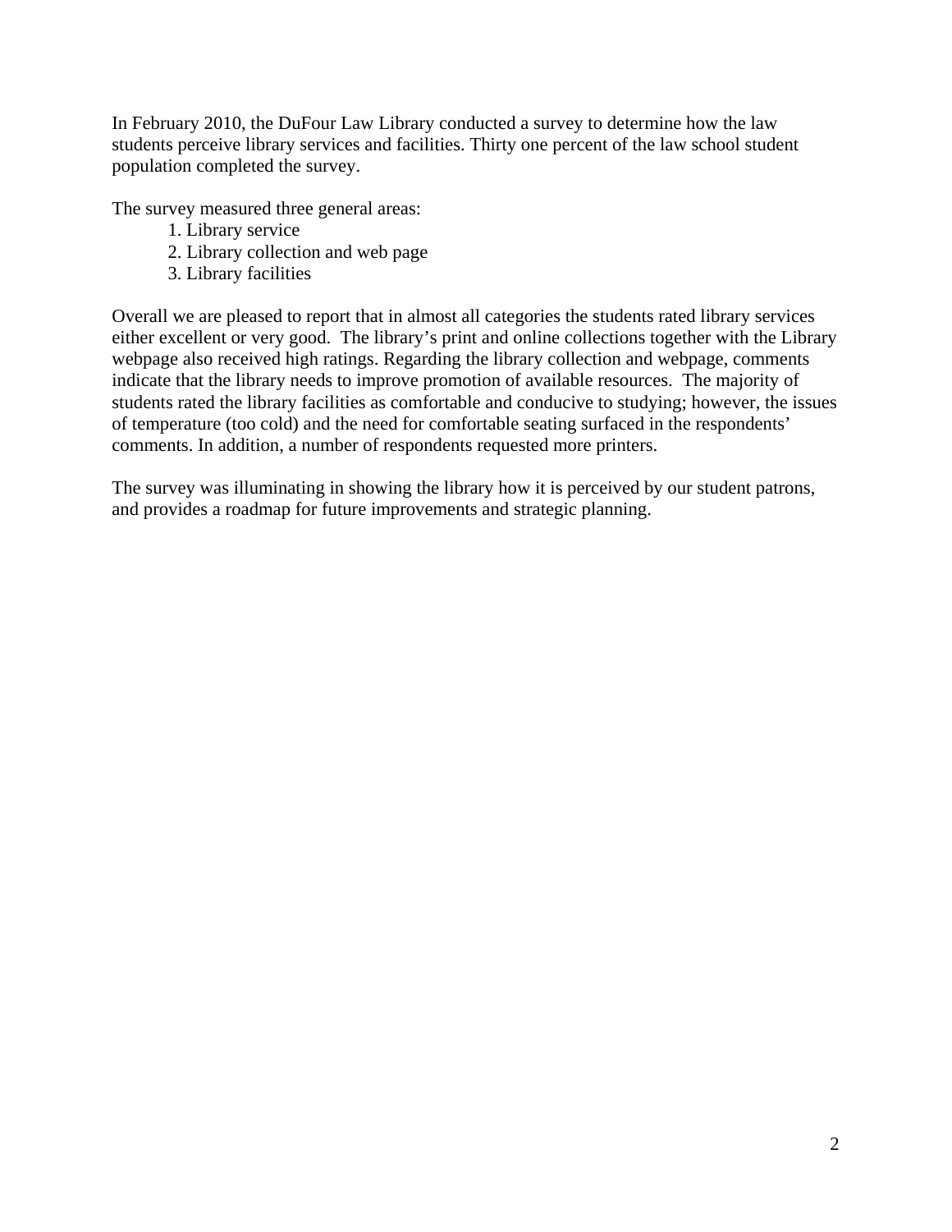In February 2010, the DuFour Law Library conducted a survey to determine how the law students perceive library services and facilities. Thirty one percent of the law school student population completed the survey.

The survey measured three general areas:

1. Library service
2. Library collection and web page
3. Library facilities

Overall we are pleased to report that in almost all categories the students rated library services either excellent or very good. The library's print and online collections together with the Library webpage also received high ratings. Regarding the library collection and webpage, comments indicate that the library needs to improve promotion of available resources. The majority of students rated the library facilities as comfortable and conducive to studying; however, the issues of temperature (too cold) and the need for comfortable seating surfaced in the respondents' comments. In addition, a number of respondents requested more printers.

The survey was illuminating in showing the library how it is perceived by our student patrons, and provides a roadmap for future improvements and strategic planning.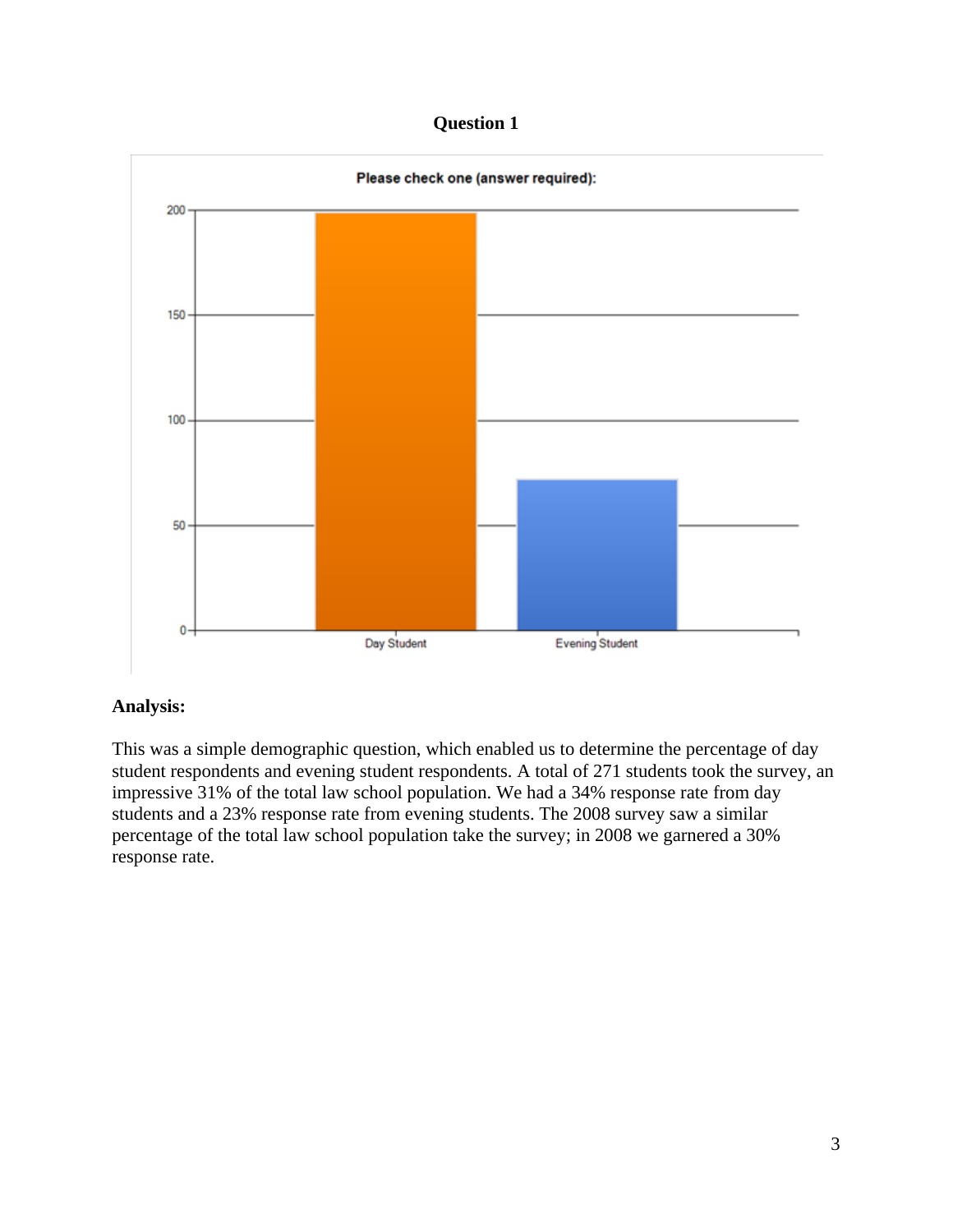# Question 1

Please check one (answer required):

## Analysis:

This was a simple demographic question, which enabled us to determine the percentage of day student respondents and evening student respondents. A total of 271 students took the survey, an impressive 31% of the total law school population. We had a 34% response rate from day students and a 23% response rate from evening students. The 2008 survey saw a similar percentage of the total law school population take the survey; in 2008 we garnered a 30% response rate.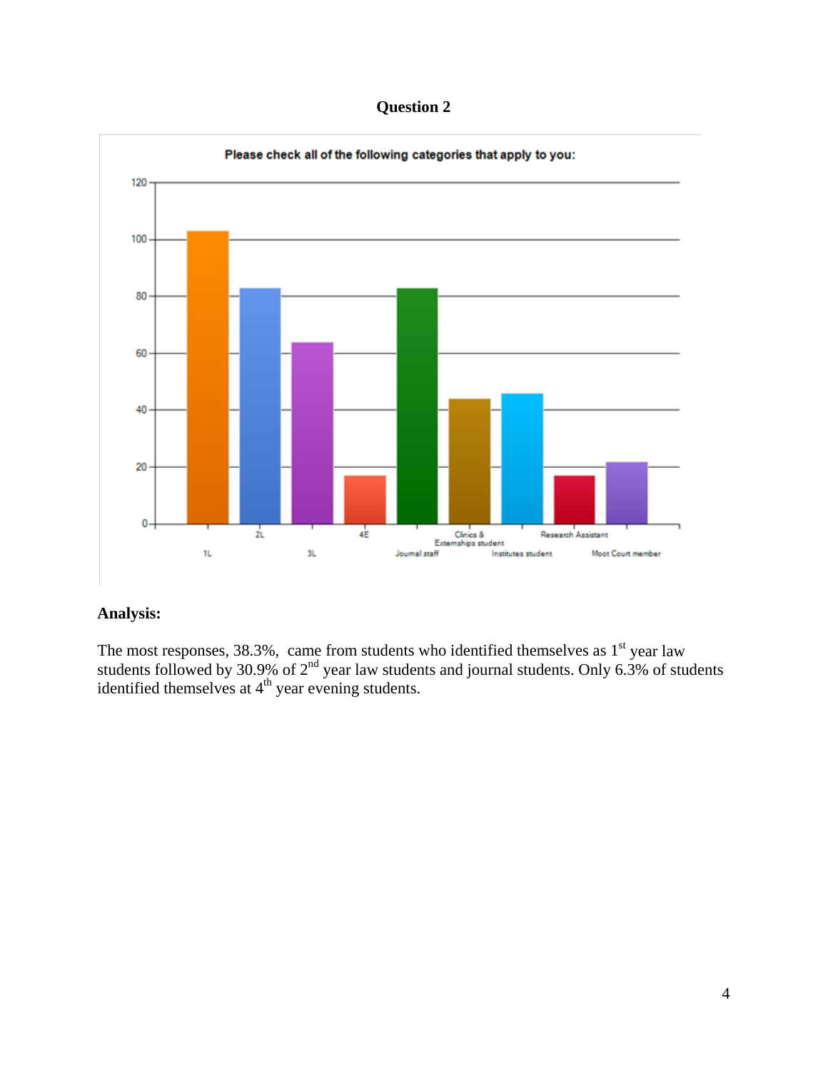## Question 2

Please check all of the following categories that apply to you:

## Analysis:

The most responses, 38.3%, came from students who identified themselves as 1st year law students followed by 30.9% of 2nd year law students and journal students. Only 6.3% of students identified themselves at 4th year evening students.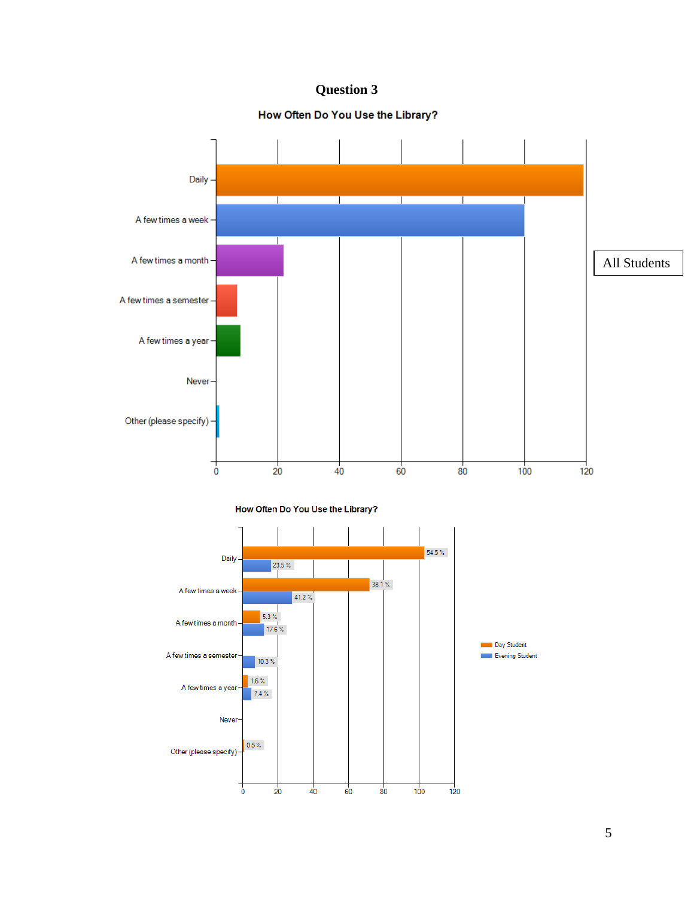# Question 3

How Often Do You Use the Library?

Daily

A few times a week

A few times a month

A few times a semester

A few times a year

Never

Other (please specify)

0 20 40 60 80 100 120

All Students

How Often Do You Use the Library?

| | Day Student | Evening Student |
|---|---|---|
| Daily | 54.5 % | 23.5 % |
| A few times a week | 38.1 % | 41.2 % |
| A few times a month | 5.3 % | 17.6 % |
| A few times a semester | | 10.3 % |
| A few times a year | 1.6 % | 7.4 % |
| Never | | |
| Other (please specify) | 0.5 % | |

0 20 40 60 80 100 120

Day Student

Evening Student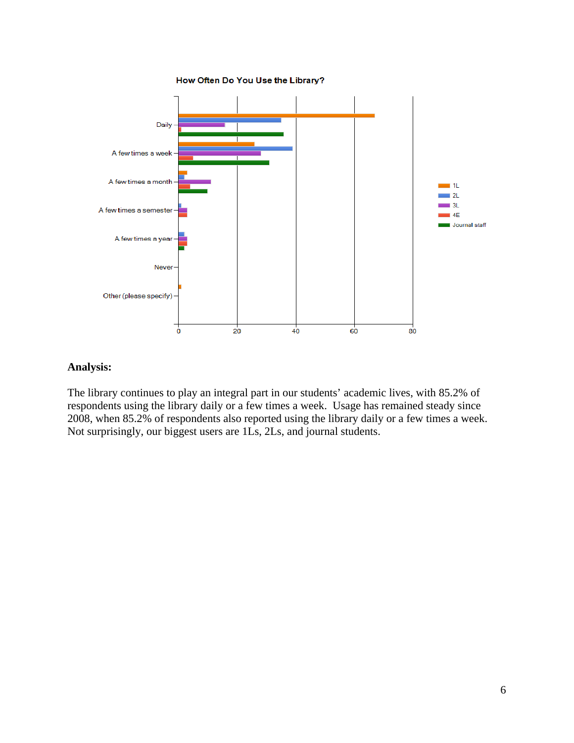How Often Do You Use the Library?

**Analysis:**

The library continues to play an integral part in our students' academic lives, with 85.2% of respondents using the library daily or a few times a week. Usage has remained steady since 2008, when 85.2% of respondents also reported using the library daily or a few times a week. Not surprisingly, our biggest users are 1Ls, 2Ls, and journal students.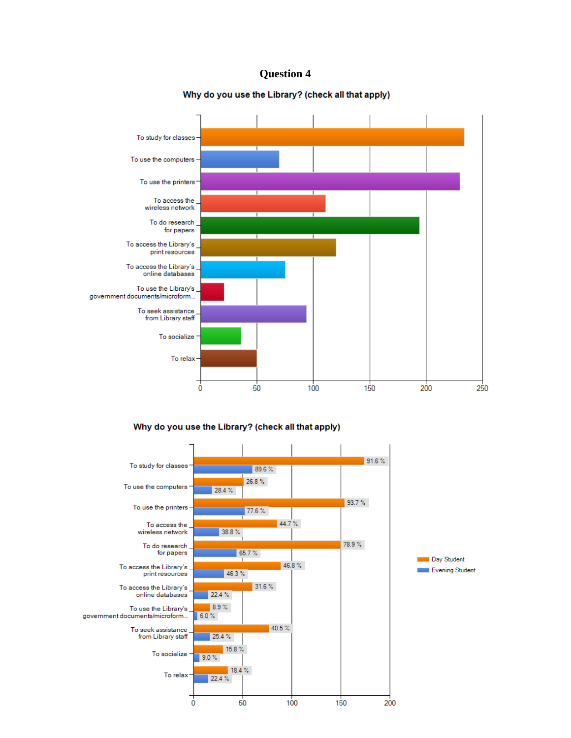# Question 4

Why do you use the Library? (check all that apply)

| Response | Count (approx.) |
|---|---|
| To study for classes | 233 |
| To use the computers | 70 |
| To use the printers | 229 |
| To access the wireless network | 111 |
| To do research for papers | 194 |
| To access the Library's print resources | 120 |
| To access the Library's online databases | 75 |
| To use the Library's government documents/microform... | 21 |
| To seek assistance from Library staff | 94 |
| To socialize | 36 |
| To relax | 50 |

Why do you use the Library? (check all that apply)

| Response | Day Student | Evening Student |
|---|---|---|
| To study for classes | 91.6 % | 89.6 % |
| To use the computers | 26.8 % | 28.4 % |
| To use the printers | 93.7 % | 77.6 % |
| To access the wireless network | 44.7 % | 38.8 % |
| To do research for papers | 78.9 % | 65.7 % |
| To access the Library's print resources | 46.8 % | 46.3 % |
| To access the Library's online databases | 31.6 % | 22.4 % |
| To use the Library's government documents/microform... | 8.9 % | 6.0 % |
| To seek assistance from Library staff | 40.5 % | 25.4 % |
| To socialize | 15.8 % | 9.0 % |
| To relax | 18.4 % | 22.4 % |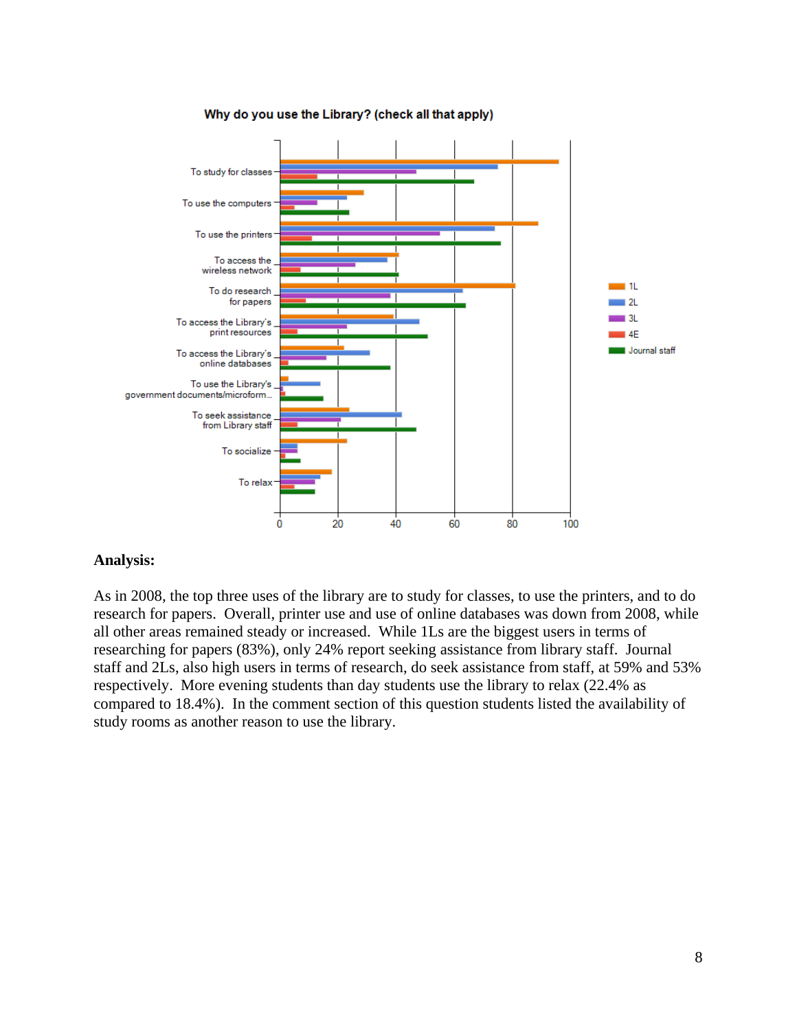**Why do you use the Library? (check all that apply)**

**Analysis:**

As in 2008, the top three uses of the library are to study for classes, to use the printers, and to do research for papers. Overall, printer use and use of online databases was down from 2008, while all other areas remained steady or increased. While 1Ls are the biggest users in terms of researching for papers (83%), only 24% report seeking assistance from library staff. Journal staff and 2Ls, also high users in terms of research, do seek assistance from staff, at 59% and 53% respectively. More evening students than day students use the library to relax (22.4% as compared to 18.4%). In the comment section of this question students listed the availability of study rooms as another reason to use the library.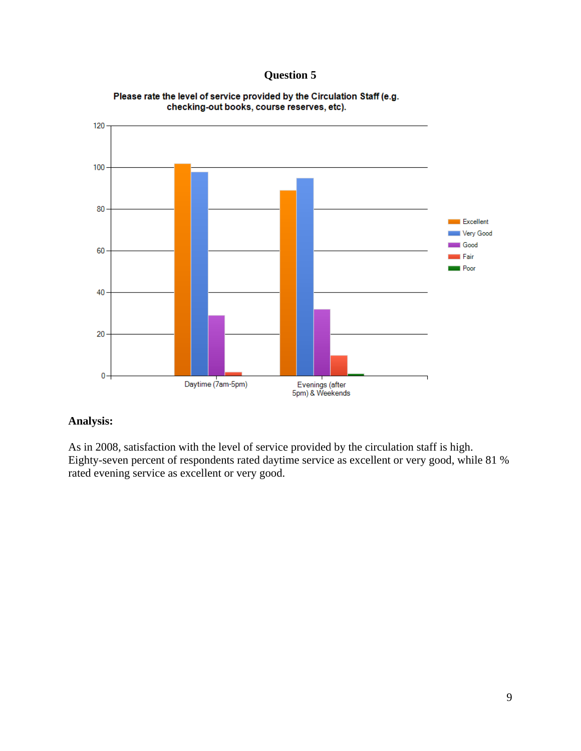## Question 5

Please rate the level of service provided by the Circulation Staff (e.g. checking-out books, course reserves, etc).

## Analysis:

As in 2008, satisfaction with the level of service provided by the circulation staff is high. Eighty-seven percent of respondents rated daytime service as excellent or very good, while 81 % rated evening service as excellent or very good.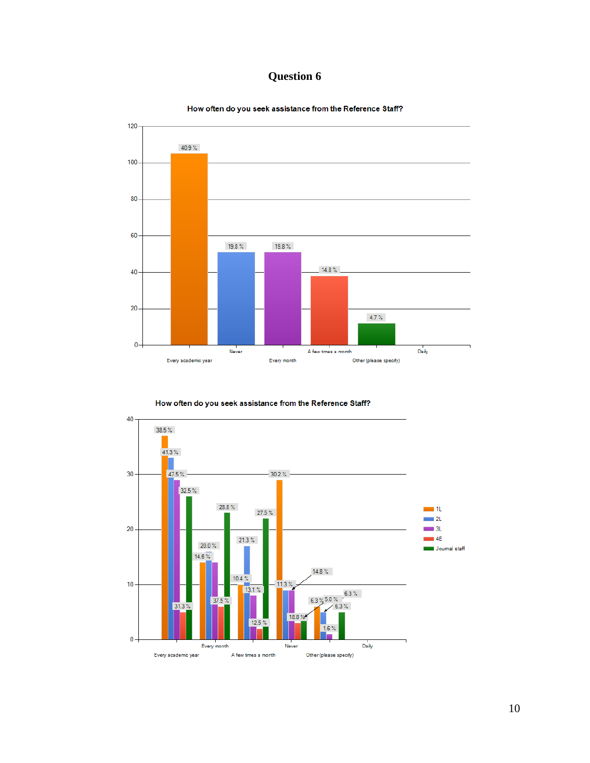# Question 6

How often do you seek assistance from the Reference Staff?

| Response | Percent |
| --- | --- |
| Every academic year | 40.9 % |
| Never | 19.8 % |
| Every month | 19.8 % |
| A few times a month | 14.8 % |
| Other (please specify) | 4.7 % |
| Daily | |

How often do you seek assistance from the Reference Staff?

Legend: 1L, 2L, 3L, 4E, Journal staff

Chart labels (as they appear): 38.5 %, 41.3 %, 47.5 %, 32.5 %, 31.3 %, 14.6 %, 20.0 %, 37.5 %, 28.8 %, 10.4 %, 21.3 %, 13.1 %, 12.5 %, 27.5 %, 30.2 %, 11.3 %, 18.8 %, 14.8 %, 6.3 %, 5.0 %, 6.3 %, 6.3 %, 1.6 %

Categories: Every academic year, Every month, A few times a month, Never, Other (please specify), Daily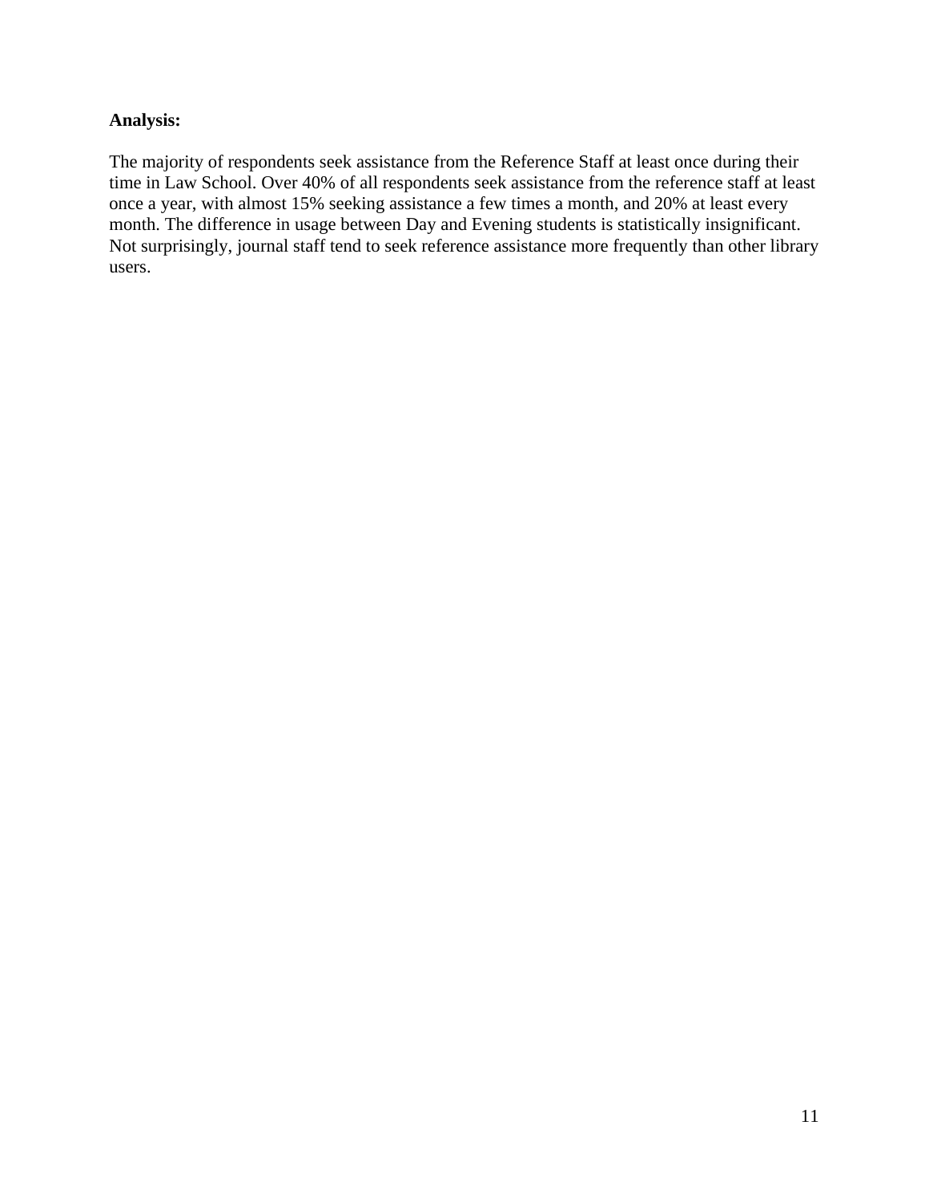**Analysis:**

The majority of respondents seek assistance from the Reference Staff at least once during their time in Law School. Over 40% of all respondents seek assistance from the reference staff at least once a year, with almost 15% seeking assistance a few times a month, and 20% at least every month. The difference in usage between Day and Evening students is statistically insignificant. Not surprisingly, journal staff tend to seek reference assistance more frequently than other library users.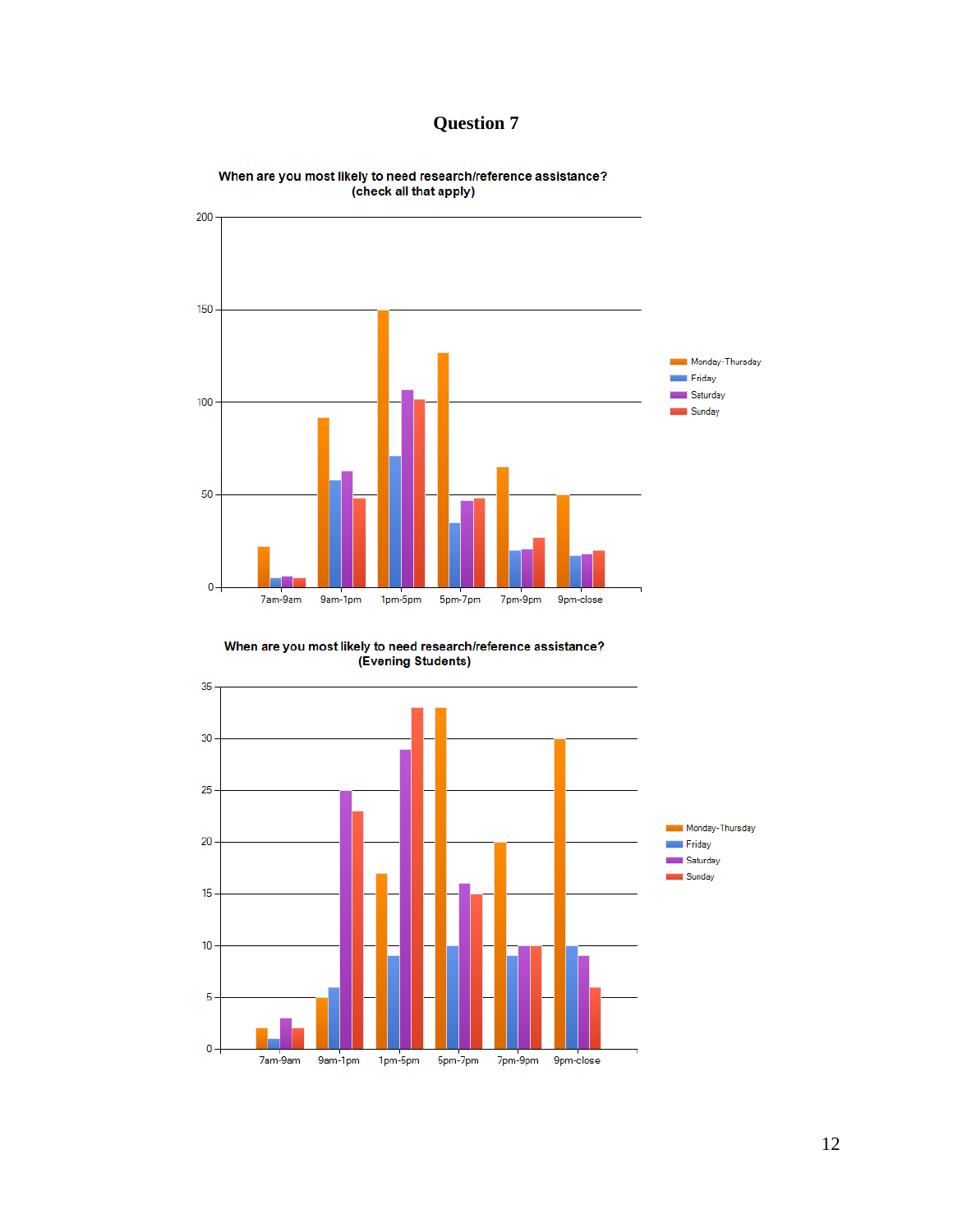# Question 7

**When are you most likely to need research/reference assistance? (check all that apply)**

**When are you most likely to need research/reference assistance? (Evening Students)**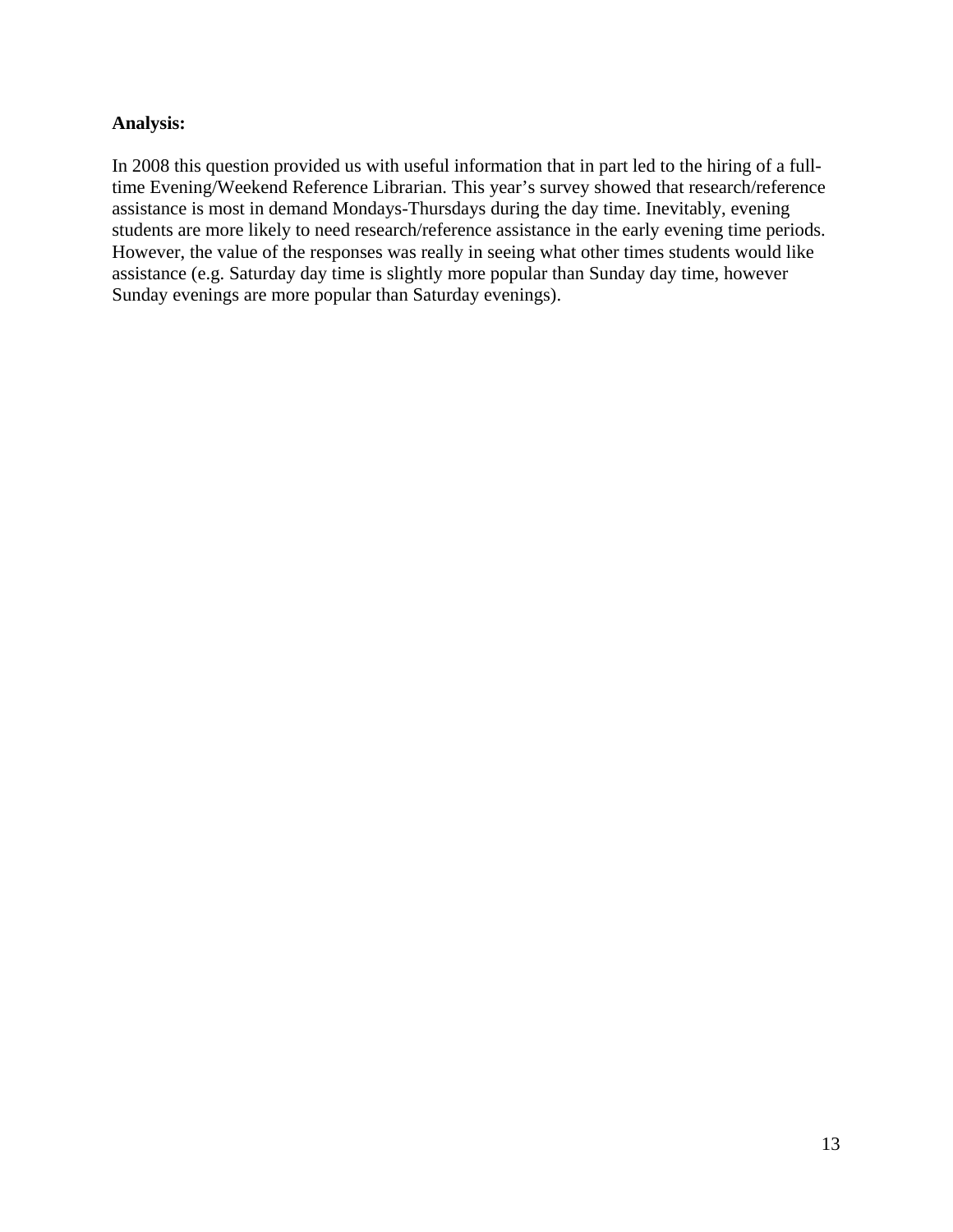**Analysis:**

In 2008 this question provided us with useful information that in part led to the hiring of a full-time Evening/Weekend Reference Librarian. This year's survey showed that research/reference assistance is most in demand Mondays-Thursdays during the day time. Inevitably, evening students are more likely to need research/reference assistance in the early evening time periods. However, the value of the responses was really in seeing what other times students would like assistance (e.g. Saturday day time is slightly more popular than Sunday day time, however Sunday evenings are more popular than Saturday evenings).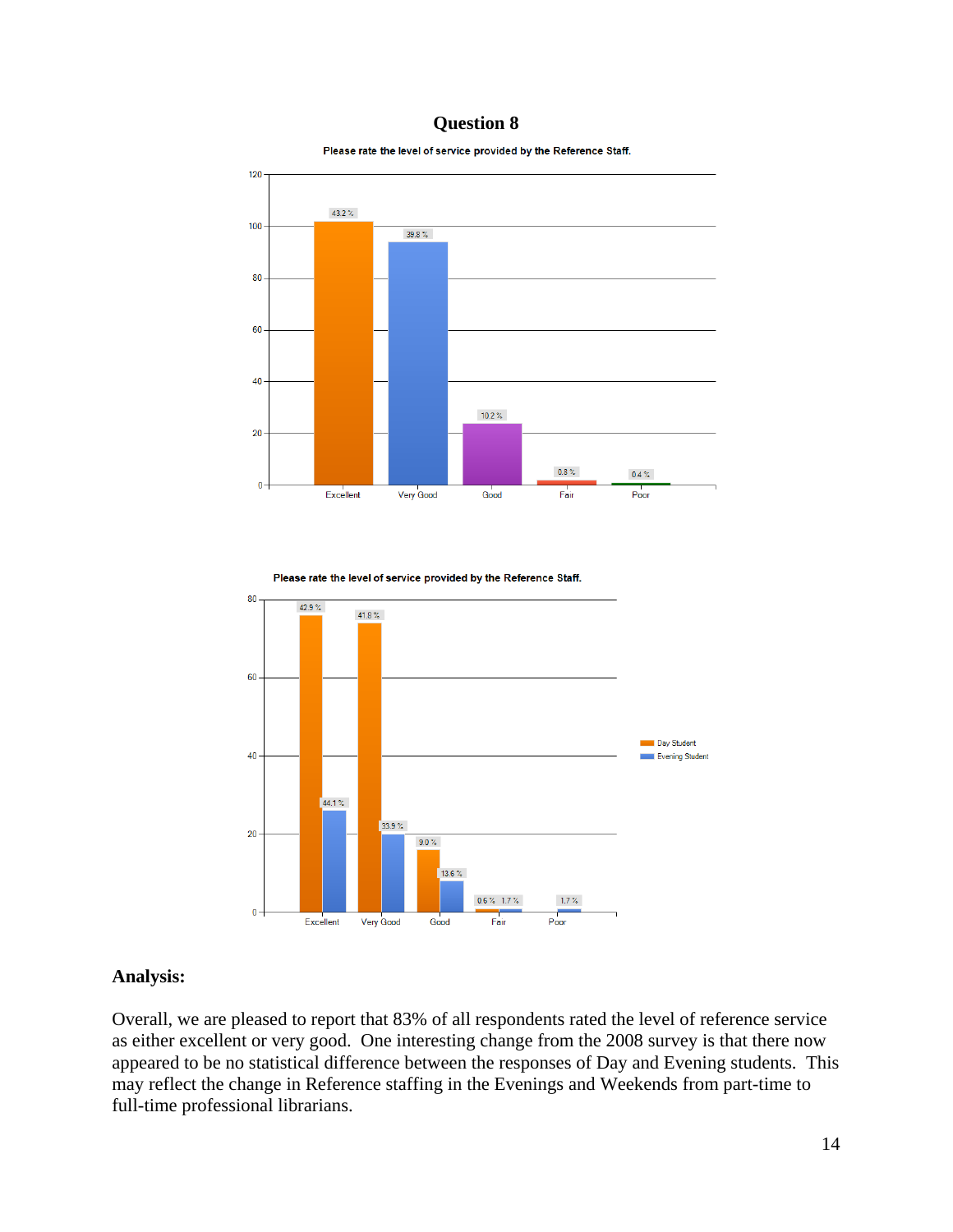## Question 8

**Please rate the level of service provided by the Reference Staff.**

| Rating | Percentage |
|---|---|
| Excellent | 43.2 % |
| Very Good | 39.8 % |
| Good | 10.2 % |
| Fair | 0.8 % |
| Poor | 0.4 % |

**Please rate the level of service provided by the Reference Staff.**

| Rating | Day Student | Evening Student |
|---|---|---|
| Excellent | 42.9 % | 44.1 % |
| Very Good | 41.8 % | 33.9 % |
| Good | 9.0 % | 13.6 % |
| Fair | 0.6 % | 1.7 % |
| Poor | | 1.7 % |

## Analysis:

Overall, we are pleased to report that 83% of all respondents rated the level of reference service as either excellent or very good. One interesting change from the 2008 survey is that there now appeared to be no statistical difference between the responses of Day and Evening students. This may reflect the change in Reference staffing in the Evenings and Weekends from part-time to full-time professional librarians.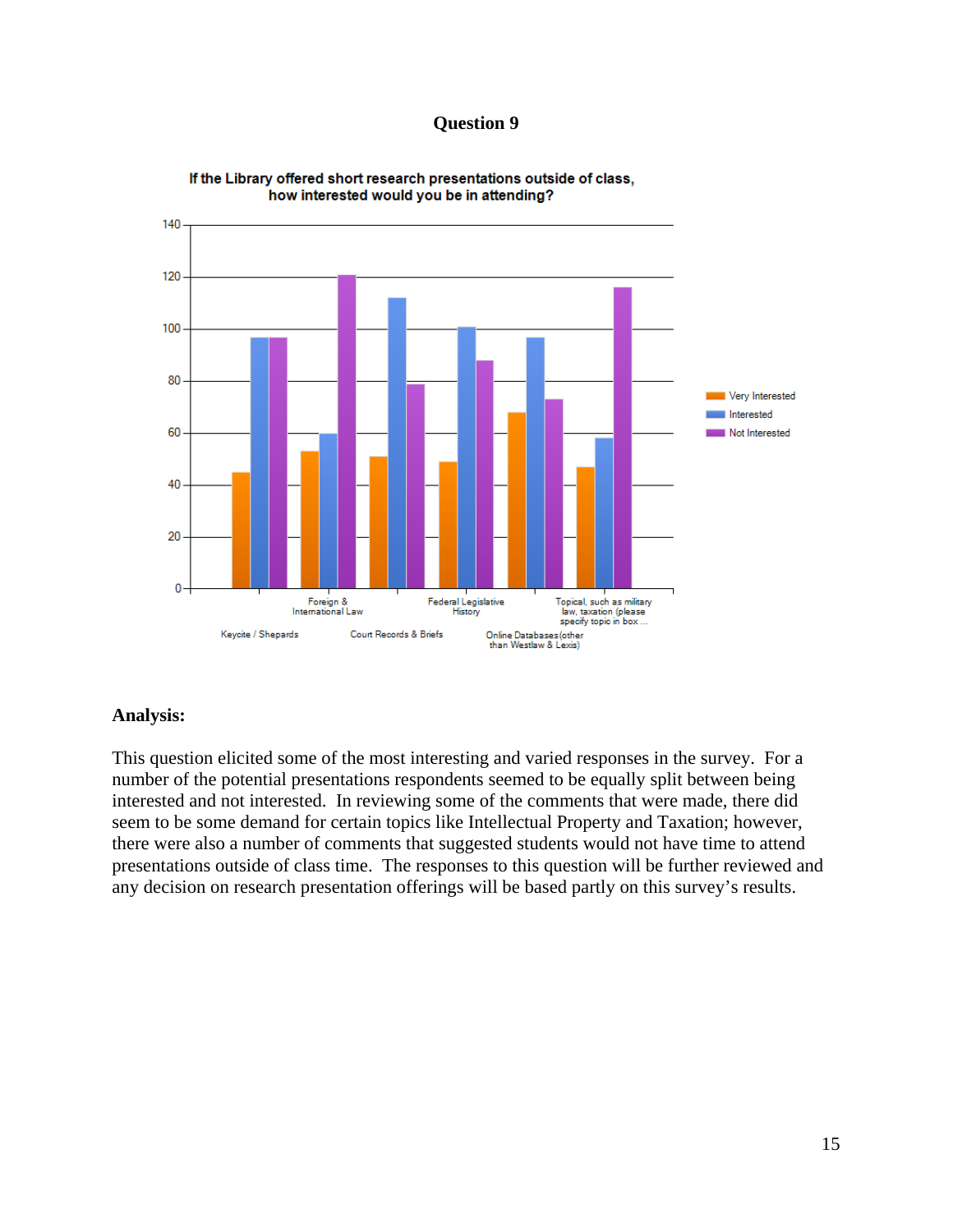# Question 9

If the Library offered short research presentations outside of class, how interested would you be in attending?

| | Very Interested | Interested | Not Interested |
|---|---|---|---|
| Keycite / Shepards | 45 | 97 | 97 |
| Foreign & International Law | 53 | 60 | 121 |
| Court Records & Briefs | 51 | 112 | 79 |
| Federal Legislative History | 49 | 101 | 88 |
| Online Databases (other than Westlaw & Lexis) | 68 | 97 | 73 |
| Topical, such as military law, taxation (please specify topic in box ... | 47 | 58 | 116 |

**Analysis:**

This question elicited some of the most interesting and varied responses in the survey. For a number of the potential presentations respondents seemed to be equally split between being interested and not interested. In reviewing some of the comments that were made, there did seem to be some demand for certain topics like Intellectual Property and Taxation; however, there were also a number of comments that suggested students would not have time to attend presentations outside of class time. The responses to this question will be further reviewed and any decision on research presentation offerings will be based partly on this survey's results.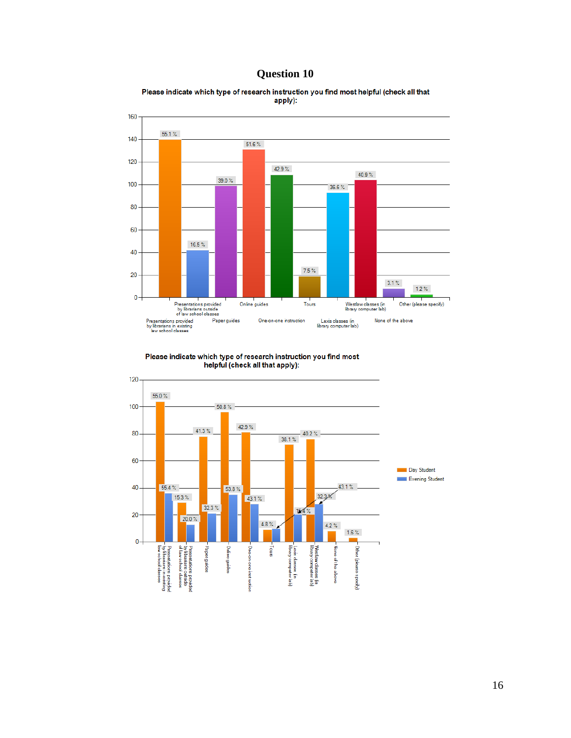# Question 10

Please indicate which type of research instruction you find most helpful (check all that apply):

| Response | Percent |
|---|---|
| Presentations provided by librarians in existing law school classes | 55.1 % |
| Presentations provided by librarians outside of law school classes | 16.5 % |
| Paper guides | 39.0 % |
| Online guides | 51.6 % |
| One-on-one instruction | 42.9 % |
| Tours | 7.5 % |
| Lexis classes (in library computer lab) | 36.6 % |
| Westlaw classes (in library computer lab) | 40.9 % |
| None of the above | 3.1 % |
| Other (please specify) | 1.2 % |

Please indicate which type of research instruction you find most helpful (check all that apply):

| Response | Day Student | Evening Student |
|---|---|---|
| Presentations provided by librarians in existing law school classes | 55.0 % | 55.4 % |
| Presentations provided by librarians outside of law school classes | 15.3 % | 20.0 % |
| Paper guides | 41.3 % | 32.3 % |
| Online guides | 50.8 % | 53.8 % |
| One-on-one instruction | 42.9 % | 43.1 % |
| Tours | 4.8 % | 15.4 % |
| Lexis classes (in library computer lab) | 38.1 % | 32.3 % |
| Westlaw classes (in library computer lab) | 40.2 % | 43.1 % |
| None of the above | 4.2 % | |
| Other (please specify) | 1.6 % | |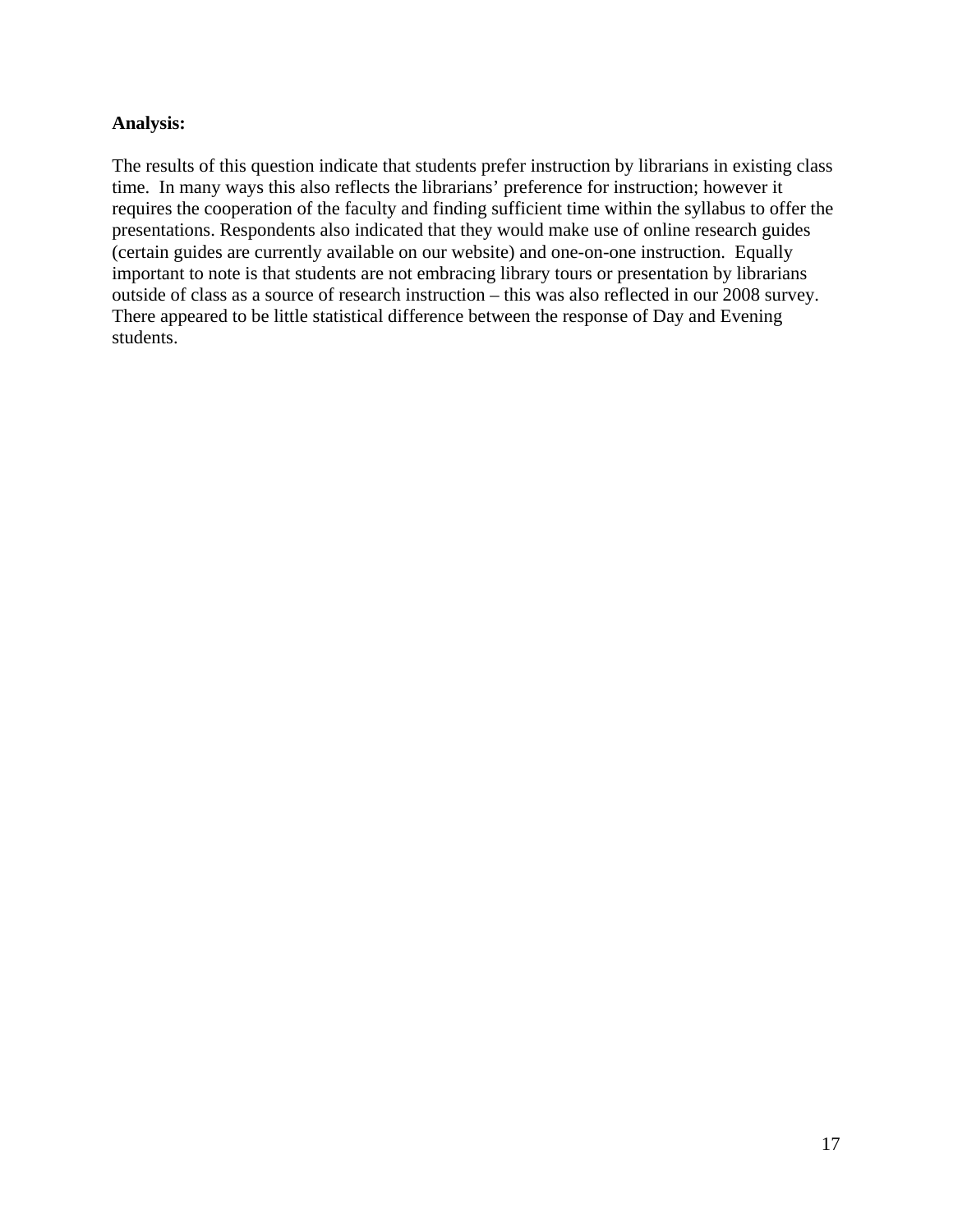**Analysis:**

The results of this question indicate that students prefer instruction by librarians in existing class time. In many ways this also reflects the librarians' preference for instruction; however it requires the cooperation of the faculty and finding sufficient time within the syllabus to offer the presentations. Respondents also indicated that they would make use of online research guides (certain guides are currently available on our website) and one-on-one instruction. Equally important to note is that students are not embracing library tours or presentation by librarians outside of class as a source of research instruction – this was also reflected in our 2008 survey. There appeared to be little statistical difference between the response of Day and Evening students.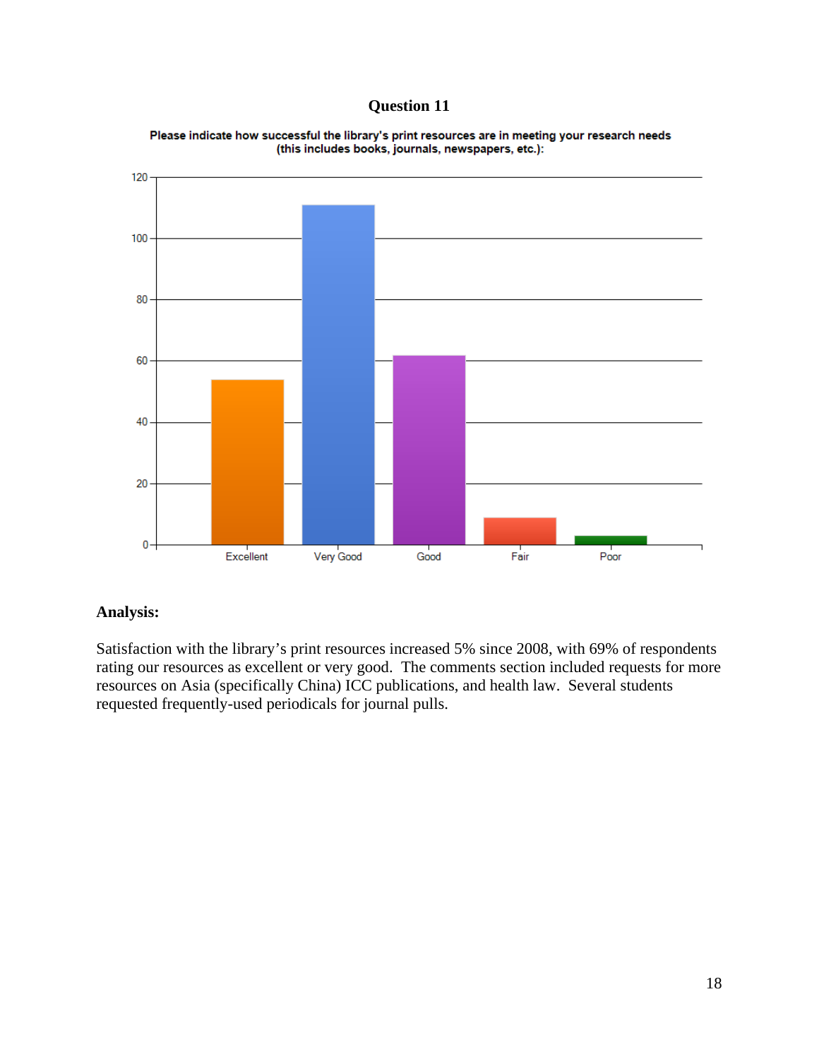## Question 11

Please indicate how successful the library's print resources are in meeting your research needs (this includes books, journals, newspapers, etc.):

**Analysis:**

Satisfaction with the library's print resources increased 5% since 2008, with 69% of respondents rating our resources as excellent or very good. The comments section included requests for more resources on Asia (specifically China) ICC publications, and health law. Several students requested frequently-used periodicals for journal pulls.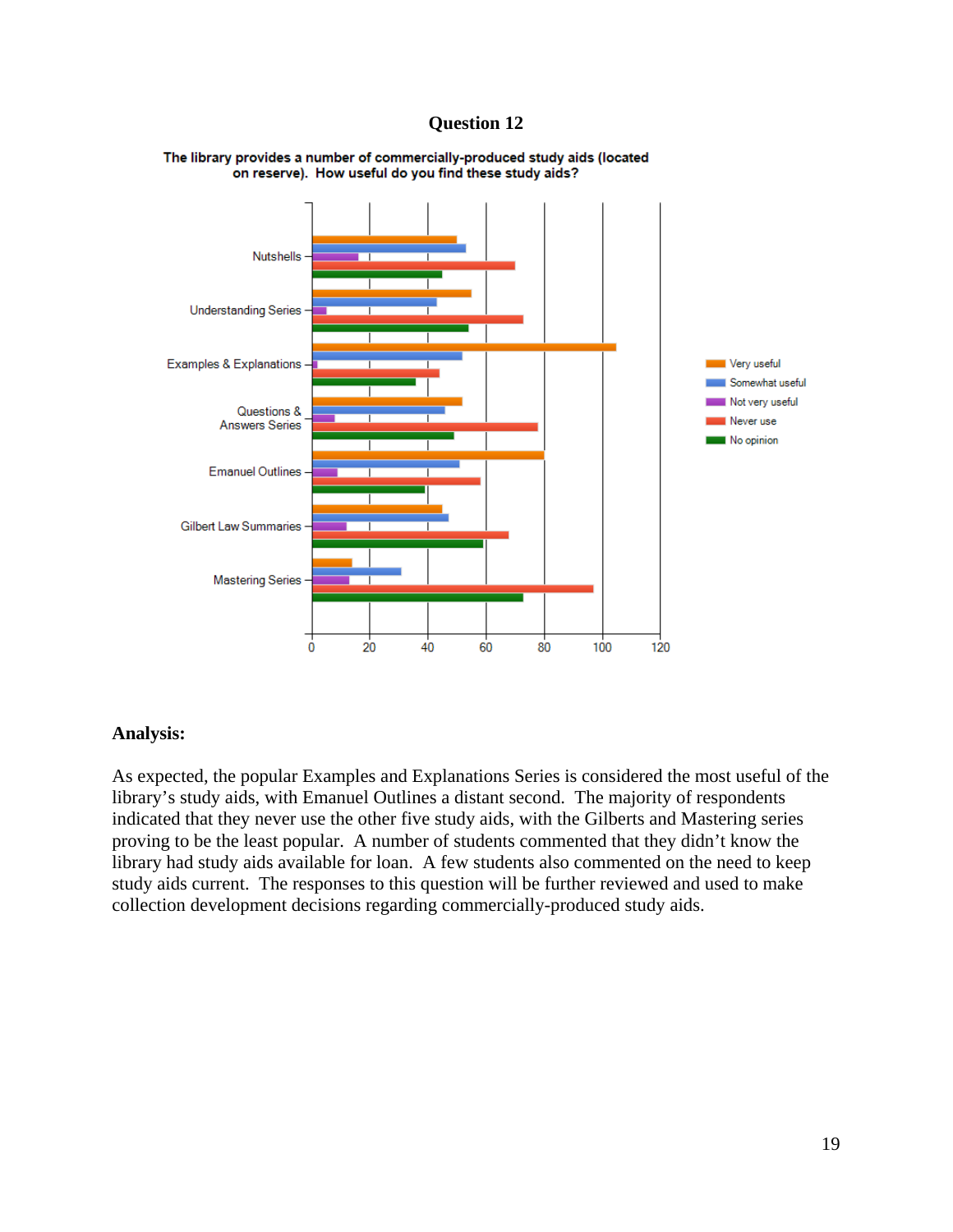## Question 12

The library provides a number of commercially-produced study aids (located on reserve). How useful do you find these study aids?

### Analysis:

As expected, the popular Examples and Explanations Series is considered the most useful of the library's study aids, with Emanuel Outlines a distant second. The majority of respondents indicated that they never use the other five study aids, with the Gilberts and Mastering series proving to be the least popular. A number of students commented that they didn't know the library had study aids available for loan. A few students also commented on the need to keep study aids current. The responses to this question will be further reviewed and used to make collection development decisions regarding commercially-produced study aids.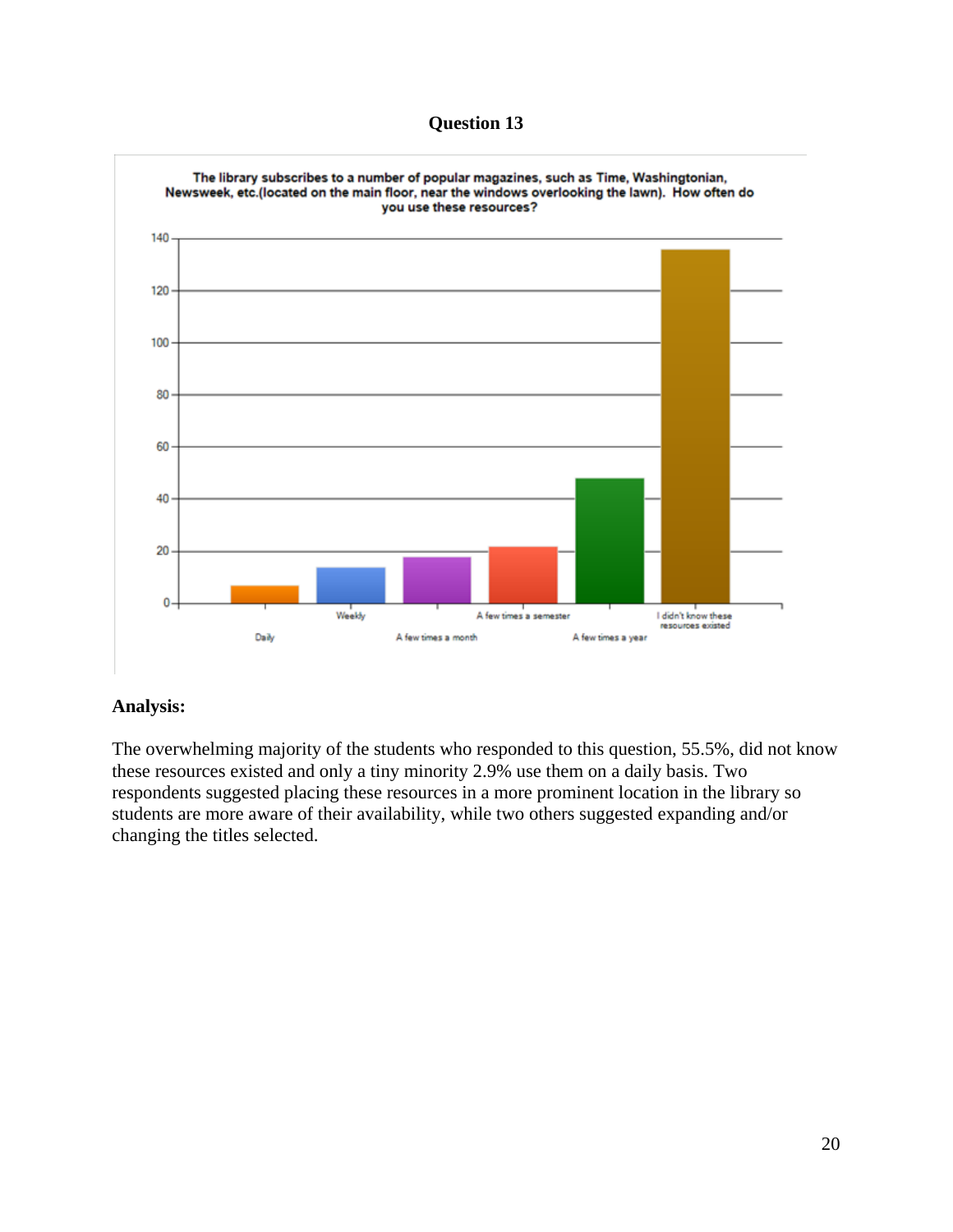## Question 13

The library subscribes to a number of popular magazines, such as Time, Washingtonian, Newsweek, etc.(located on the main floor, near the windows overlooking the lawn). How often do you use these resources?

### Analysis:

The overwhelming majority of the students who responded to this question, 55.5%, did not know these resources existed and only a tiny minority 2.9% use them on a daily basis. Two respondents suggested placing these resources in a more prominent location in the library so students are more aware of their availability, while two others suggested expanding and/or changing the titles selected.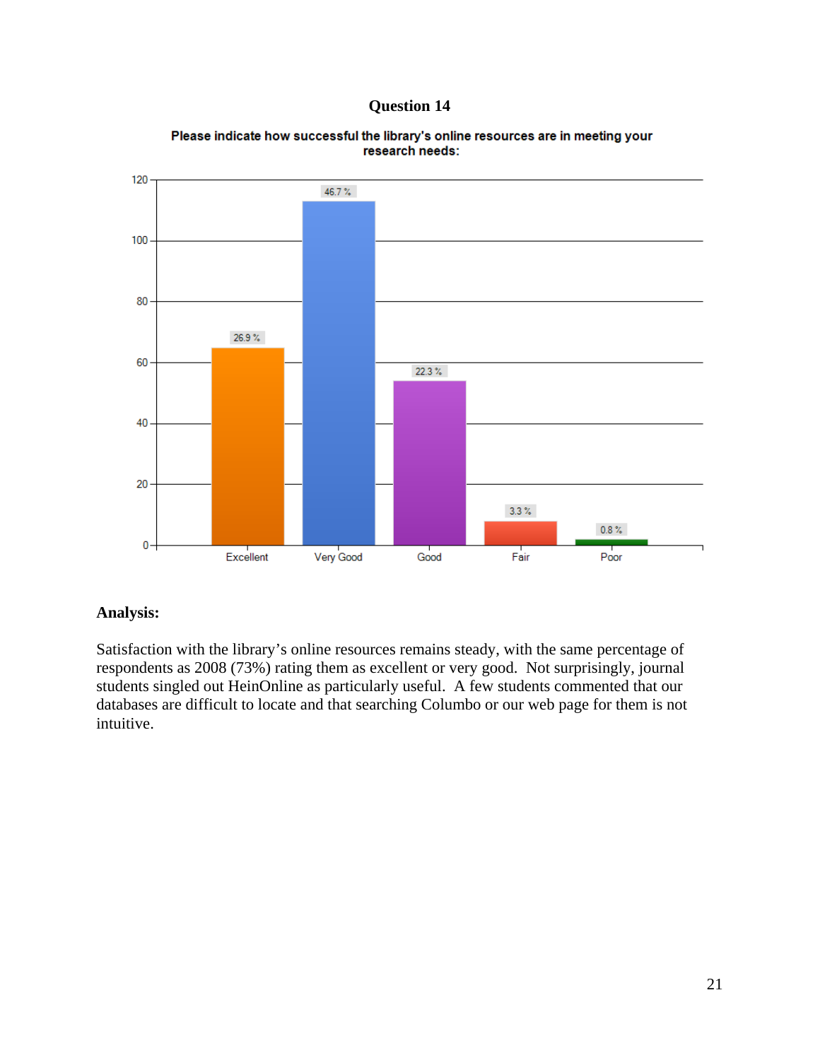## Question 14

**Please indicate how successful the library's online resources are in meeting your research needs:**

| Response | Percentage |
|---|---|
| Excellent | 26.9 % |
| Very Good | 46.7 % |
| Good | 22.3 % |
| Fair | 3.3 % |
| Poor | 0.8 % |

**Analysis:**

Satisfaction with the library's online resources remains steady, with the same percentage of respondents as 2008 (73%) rating them as excellent or very good. Not surprisingly, journal students singled out HeinOnline as particularly useful. A few students commented that our databases are difficult to locate and that searching Columbo or our web page for them is not intuitive.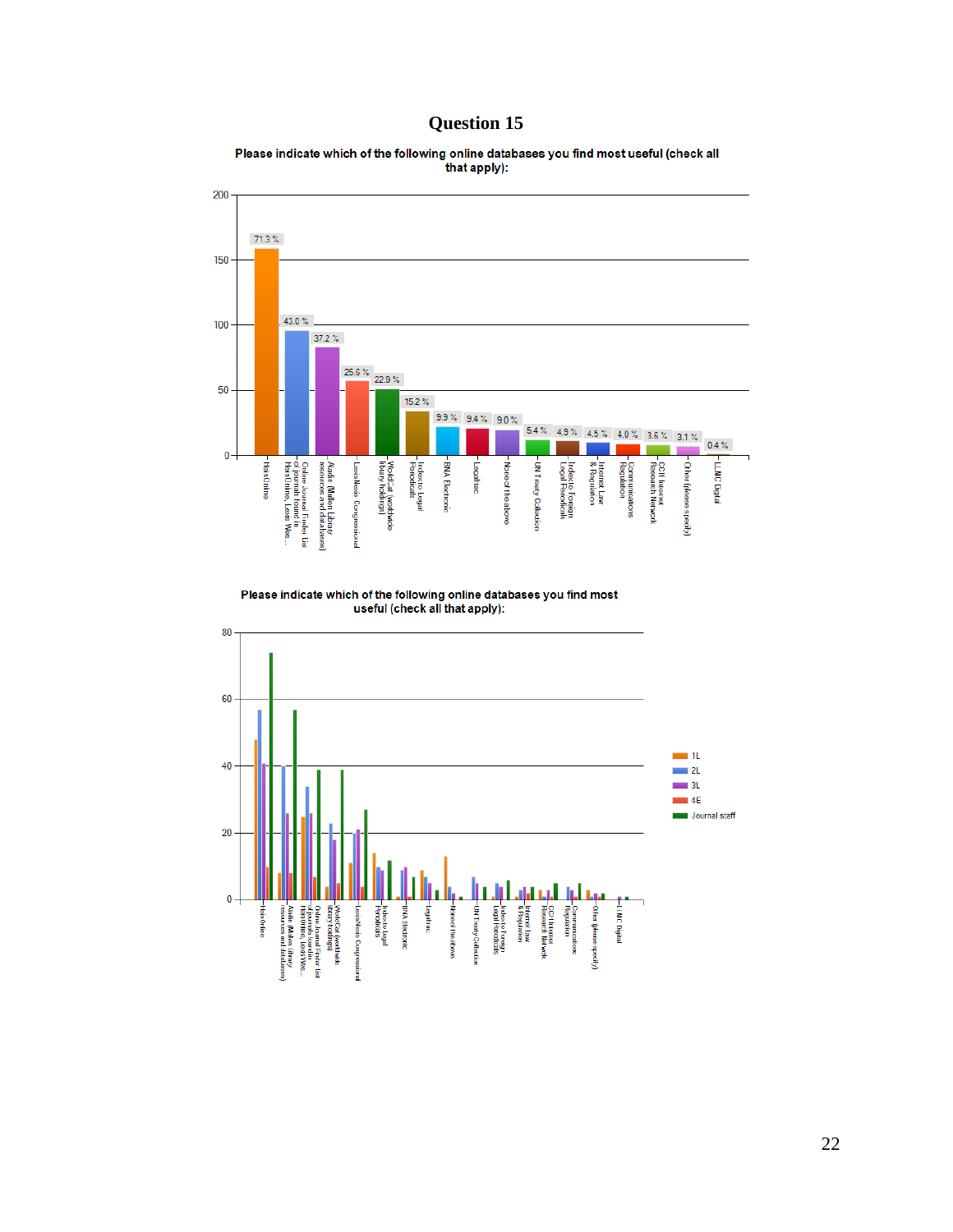# Question 15

Please indicate which of the following online databases you find most useful (check all that apply):

| Database | Percent |
|---|---|
| HeinOnline | 71.3 % |
| Online Journal Finder List of journals found in HeinOnline, Lexis Wes... | 43.0 % |
| Aladin (Mullen Library resources and databases) | 37.2 % |
| LexisNexis Congressional | 25.6 % |
| WorldCat (worldwide library holdings) | 22.9 % |
| Index to Legal Periodicals | 15.2 % |
| BNA Electronic | 9.9 % |
| Legaltrac | 9.4 % |
| None of the above | 9.0 % |
| UN Treaty Collection | 5.4 % |
| Index to Foreign Legal Periodicals | 4.9 % |
| Internet Law & Regulation | 4.5 % |
| Communications Regulation | 4.0 % |
| CCH Internet Research Network | 3.6 % |
| Other (please specify) | 3.1 % |
| LLMC Digital | 0.4 % |

Please indicate which of the following online databases you find most useful (check all that apply):

Legend: 1L, 2L, 3L, 4E, Journal staff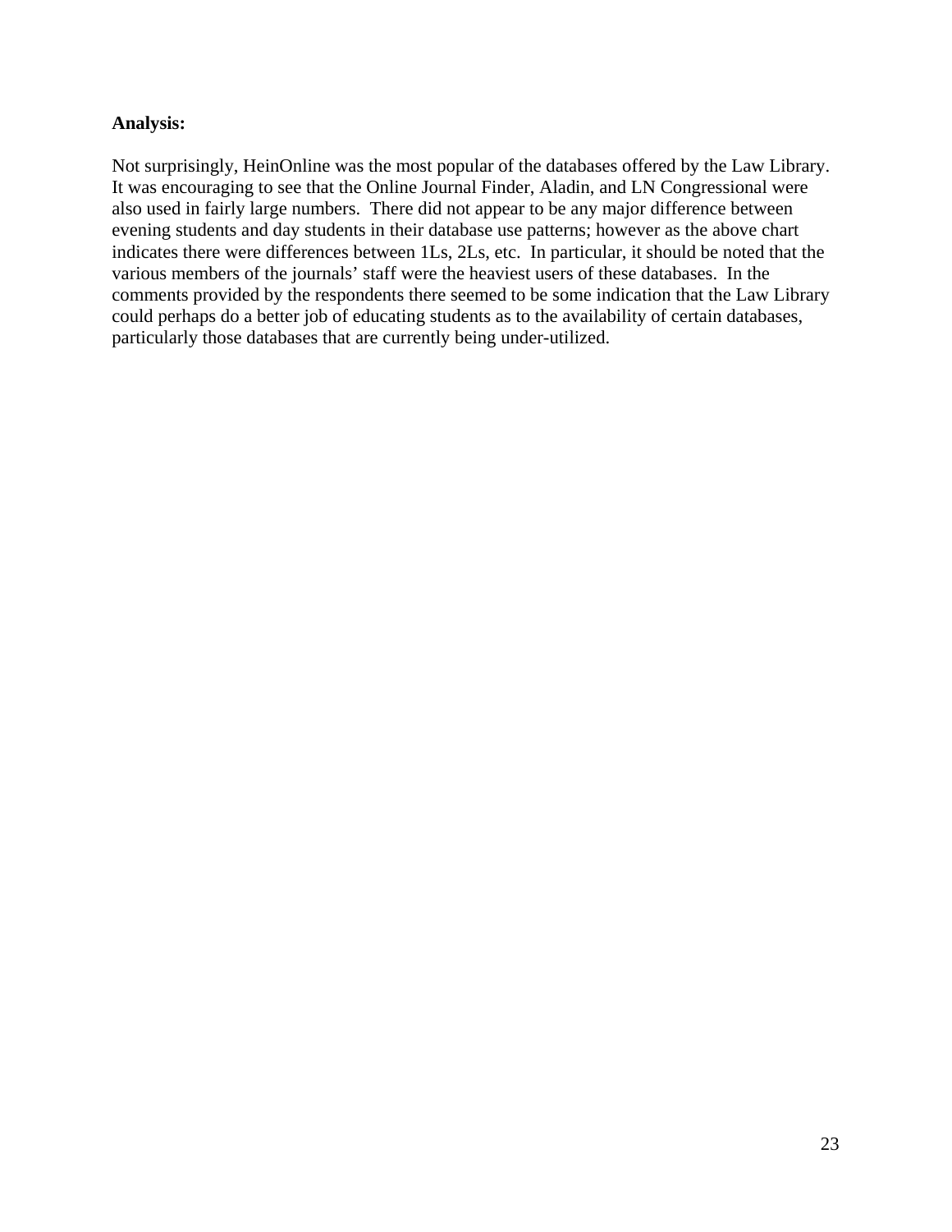**Analysis:**

Not surprisingly, HeinOnline was the most popular of the databases offered by the Law Library. It was encouraging to see that the Online Journal Finder, Aladin, and LN Congressional were also used in fairly large numbers. There did not appear to be any major difference between evening students and day students in their database use patterns; however as the above chart indicates there were differences between 1Ls, 2Ls, etc. In particular, it should be noted that the various members of the journals' staff were the heaviest users of these databases. In the comments provided by the respondents there seemed to be some indication that the Law Library could perhaps do a better job of educating students as to the availability of certain databases, particularly those databases that are currently being under-utilized.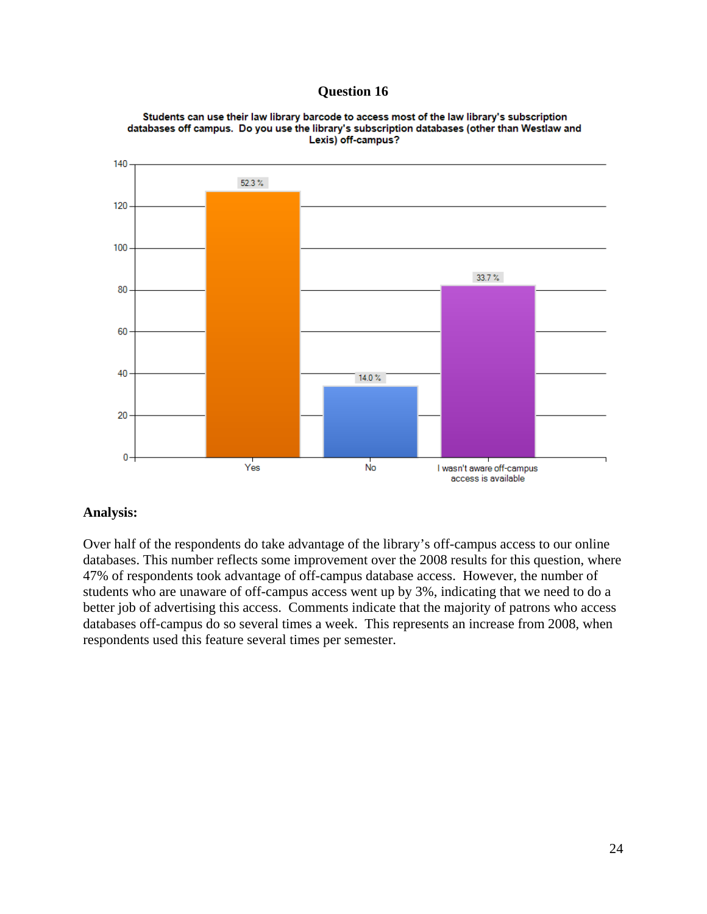## Question 16

**Students can use their law library barcode to access most of the law library's subscription databases off campus. Do you use the library's subscription databases (other than Westlaw and Lexis) off-campus?**

| Response | Percentage |
|---|---|
| Yes | 52.3 % |
| No | 14.0 % |
| I wasn't aware off-campus access is available | 33.7 % |

### Analysis:

Over half of the respondents do take advantage of the library's off-campus access to our online databases. This number reflects some improvement over the 2008 results for this question, where 47% of respondents took advantage of off-campus database access. However, the number of students who are unaware of off-campus access went up by 3%, indicating that we need to do a better job of advertising this access. Comments indicate that the majority of patrons who access databases off-campus do so several times a week. This represents an increase from 2008, when respondents used this feature several times per semester.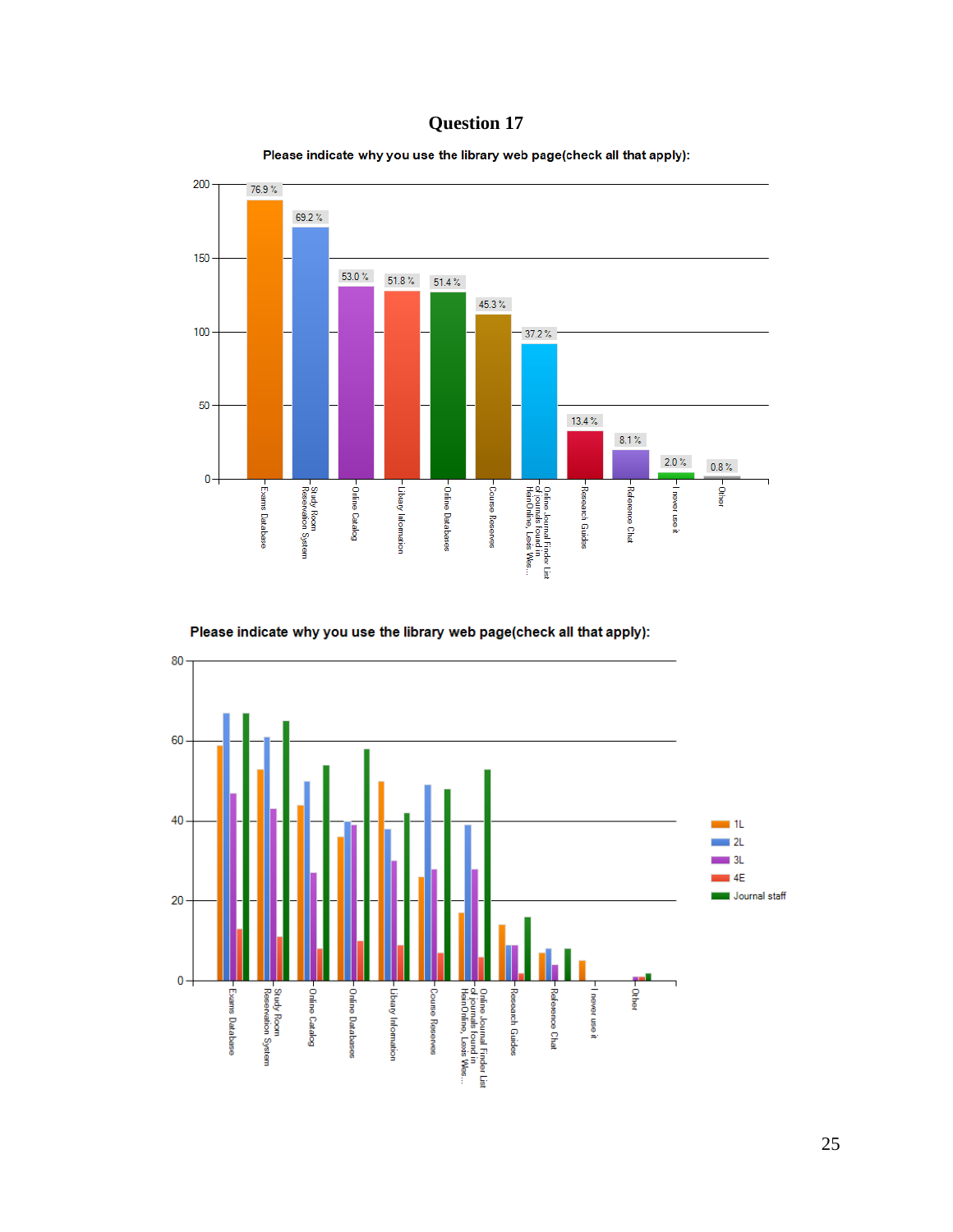# Question 17

Please indicate why you use the library web page(check all that apply):

| Reason | Percent |
|---|---|
| Exams Database | 76.9 % |
| Study Room Reservation System | 69.2 % |
| Online Catalog | 53.0 % |
| Library Information | 51.8 % |
| Online Databases | 51.4 % |
| Course Reserves | 45.3 % |
| Online Journal Finder List of journals found in HeinOnline, Lexis Wes... | 37.2 % |
| Research Guides | 13.4 % |
| Reference Chat | 8.1 % |
| I never use it | 2.0 % |
| Other | 0.8 % |

Please indicate why you use the library web page(check all that apply):

Legend: 1L, 2L, 3L, 4E, Journal staff

Categories: Exams Database, Study Room Reservation System, Online Catalog, Online Databases, Library Information, Course Reserves, Online Journal Finder List of journals found in HeinOnline, Lexis Wes..., Research Guides, Reference Chat, I never use it, Other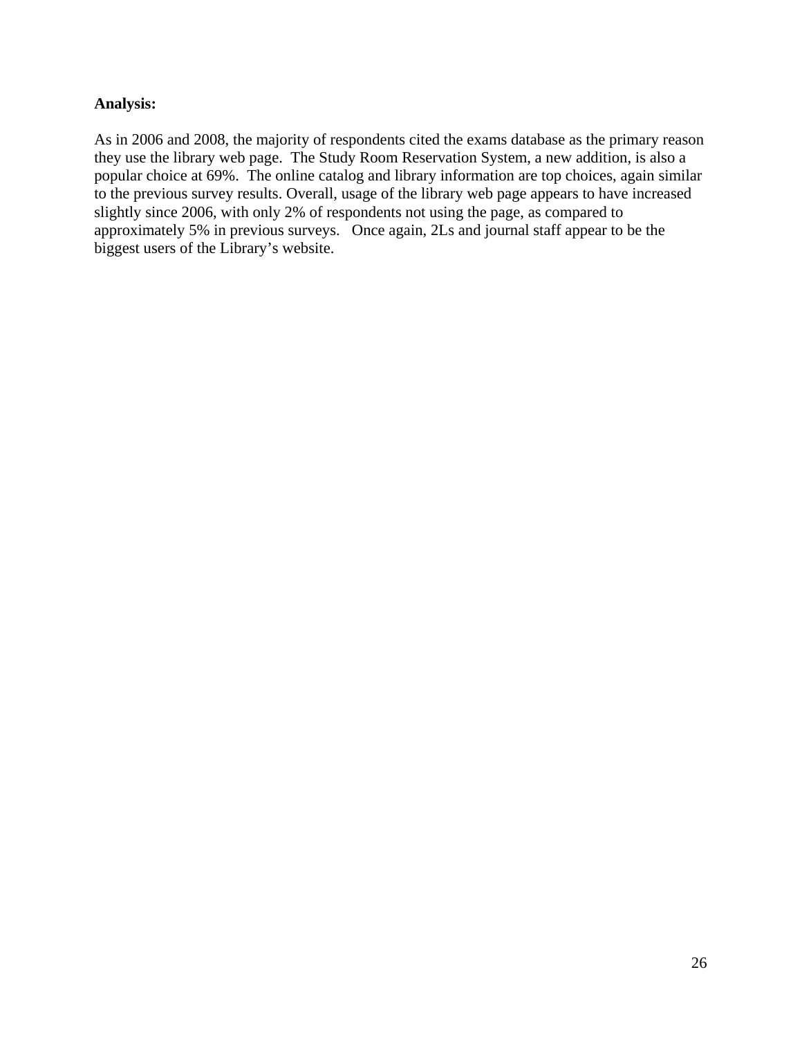**Analysis:**

As in 2006 and 2008, the majority of respondents cited the exams database as the primary reason they use the library web page. The Study Room Reservation System, a new addition, is also a popular choice at 69%. The online catalog and library information are top choices, again similar to the previous survey results. Overall, usage of the library web page appears to have increased slightly since 2006, with only 2% of respondents not using the page, as compared to approximately 5% in previous surveys. Once again, 2Ls and journal staff appear to be the biggest users of the Library's website.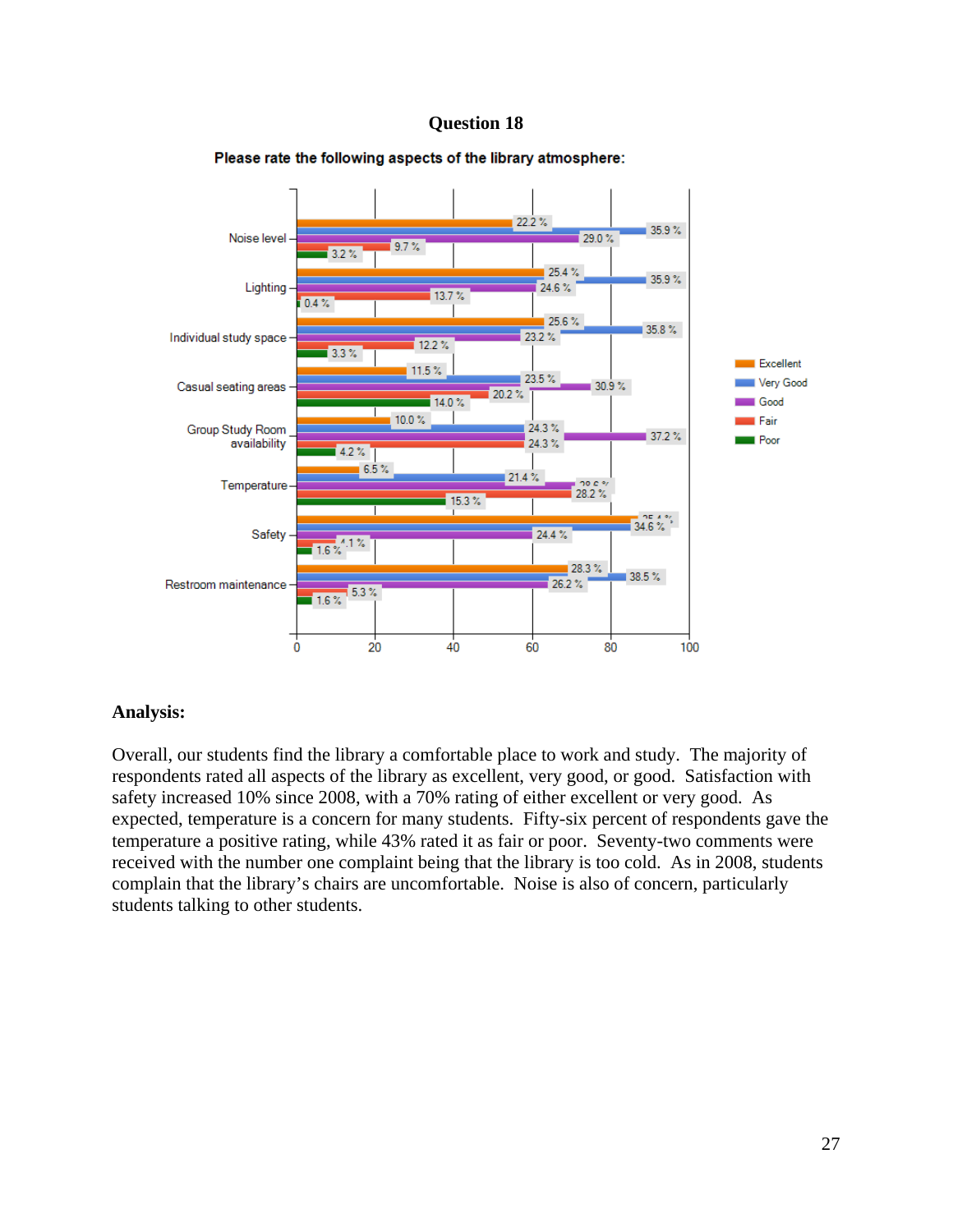## Question 18

**Please rate the following aspects of the library atmosphere:**

| Aspect | Excellent | Very Good | Good | Fair | Poor |
|---|---|---|---|---|---|
| Noise level | 22.2 % | 35.9 % | 29.0 % | 9.7 % | 3.2 % |
| Lighting | 25.4 % | 35.9 % | 24.6 % | 13.7 % | 0.4 % |
| Individual study space | 25.6 % | 35.8 % | 23.2 % | 12.2 % | 3.3 % |
| Casual seating areas | 11.5 % | 23.5 % | 30.9 % | 20.2 % | 14.0 % |
| Group Study Room availability | 10.0 % | 24.3 % | 37.2 % | 24.3 % | 4.2 % |
| Temperature | 6.5 % | 21.4 % | 28.6 % | 28.2 % | 15.3 % |
| Safety | 35.4 % | 34.6 % | 24.4 % | 4.1 % | 1.6 % |
| Restroom maintenance | 28.3 % | 38.5 % | 26.2 % | 5.3 % | 1.6 % |

### Analysis:

Overall, our students find the library a comfortable place to work and study. The majority of respondents rated all aspects of the library as excellent, very good, or good. Satisfaction with safety increased 10% since 2008, with a 70% rating of either excellent or very good. As expected, temperature is a concern for many students. Fifty-six percent of respondents gave the temperature a positive rating, while 43% rated it as fair or poor. Seventy-two comments were received with the number one complaint being that the library is too cold. As in 2008, students complain that the library's chairs are uncomfortable. Noise is also of concern, particularly students talking to other students.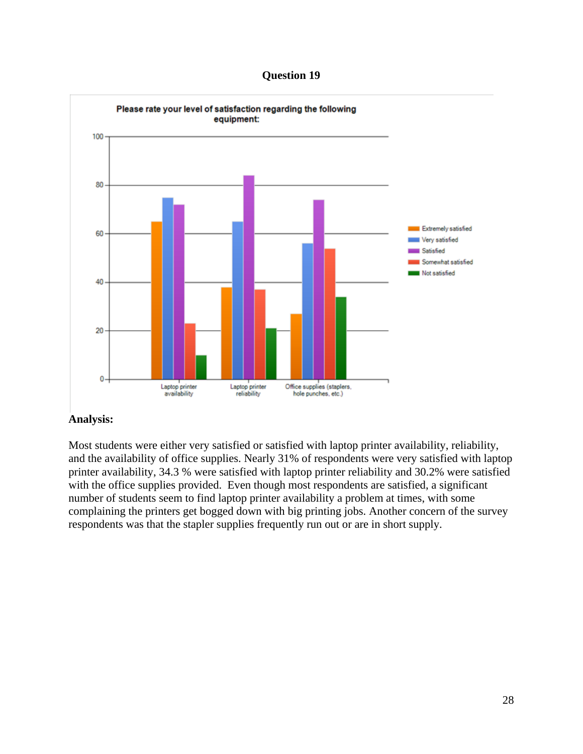## Question 19

Please rate your level of satisfaction regarding the following equipment:

**Analysis:**

Most students were either very satisfied or satisfied with laptop printer availability, reliability, and the availability of office supplies. Nearly 31% of respondents were very satisfied with laptop printer availability, 34.3 % were satisfied with laptop printer reliability and 30.2% were satisfied with the office supplies provided. Even though most respondents are satisfied, a significant number of students seem to find laptop printer availability a problem at times, with some complaining the printers get bogged down with big printing jobs. Another concern of the survey respondents was that the stapler supplies frequently run out or are in short supply.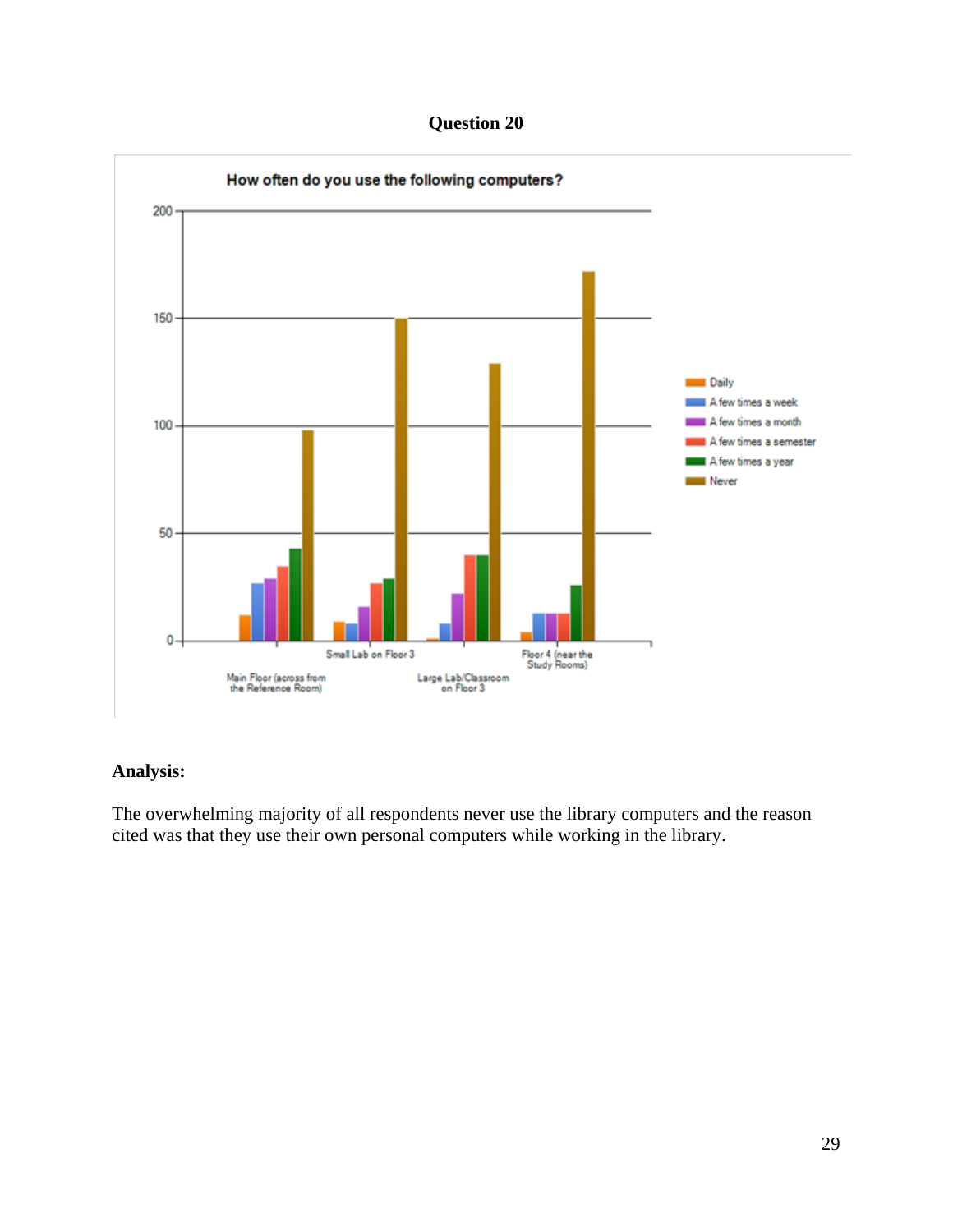## Question 20

How often do you use the following computers?

### Analysis:

The overwhelming majority of all respondents never use the library computers and the reason cited was that they use their own personal computers while working in the library.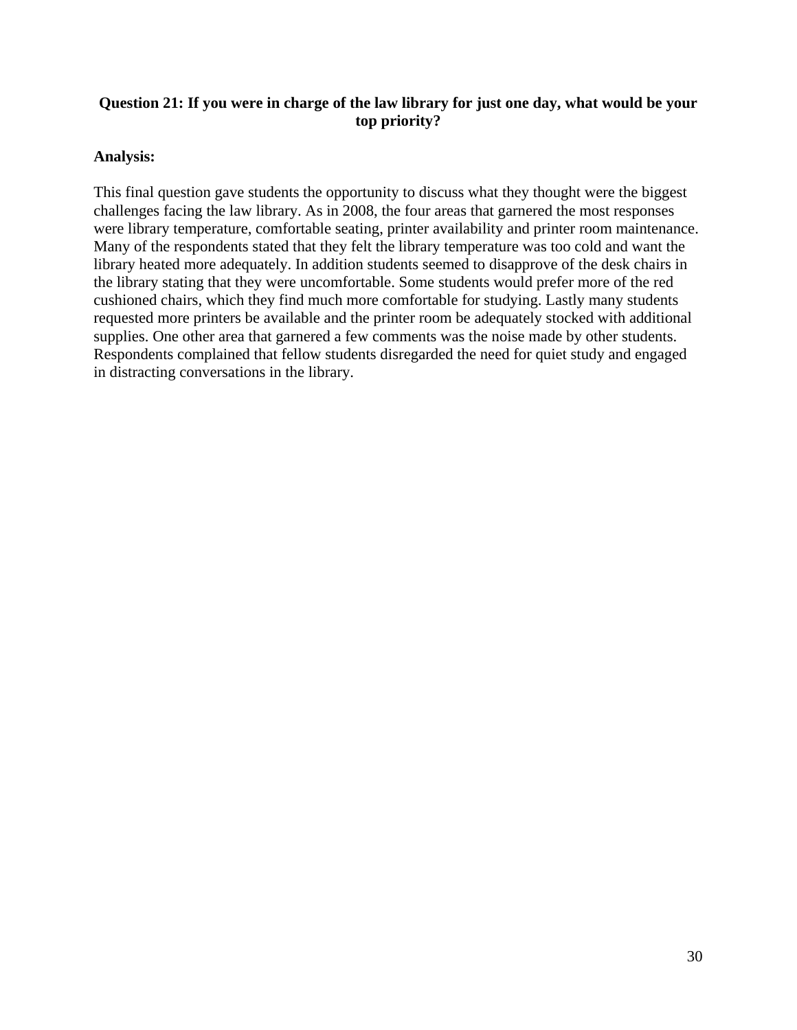**Question 21: If you were in charge of the law library for just one day, what would be your top priority?**

**Analysis:**

This final question gave students the opportunity to discuss what they thought were the biggest challenges facing the law library. As in 2008, the four areas that garnered the most responses were library temperature, comfortable seating, printer availability and printer room maintenance. Many of the respondents stated that they felt the library temperature was too cold and want the library heated more adequately. In addition students seemed to disapprove of the desk chairs in the library stating that they were uncomfortable. Some students would prefer more of the red cushioned chairs, which they find much more comfortable for studying. Lastly many students requested more printers be available and the printer room be adequately stocked with additional supplies. One other area that garnered a few comments was the noise made by other students. Respondents complained that fellow students disregarded the need for quiet study and engaged in distracting conversations in the library.